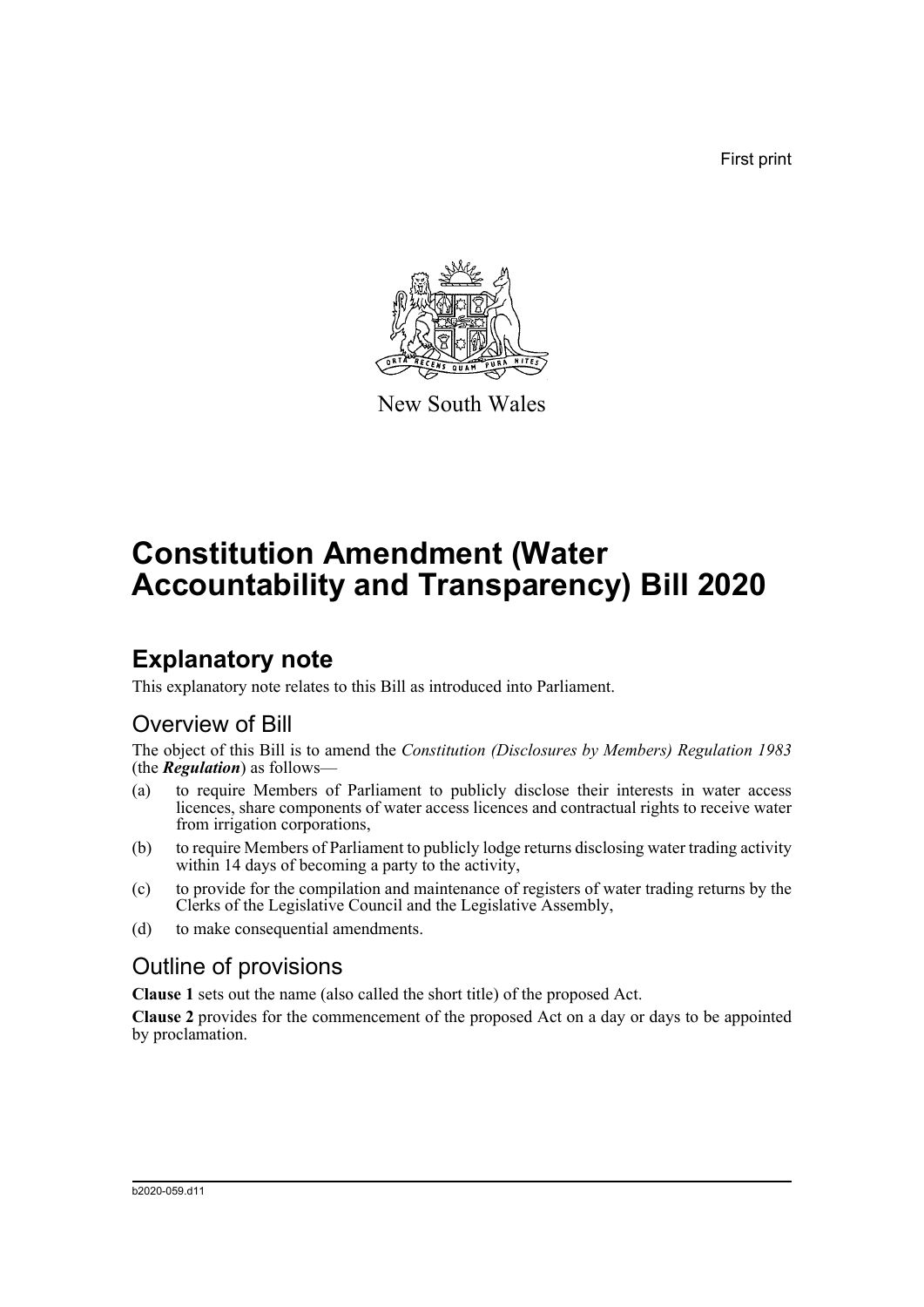First print

New South Wales

# Constitution Amendment (Water Accountability and Transparency) Bill 2020

## Explanatory note

This explanatory note relates to this Bill as introduced into Parliament.

### Overview of Bill

The object of this Bill is to amend the *Constitution (Disclosures by Members) Regulation 1983* (the ***Regulation***) as follows—

(a) to require Members of Parliament to publicly disclose their interests in water access licences, share components of water access licences and contractual rights to receive water from irrigation corporations,

(b) to require Members of Parliament to publicly lodge returns disclosing water trading activity within 14 days of becoming a party to the activity,

(c) to provide for the compilation and maintenance of registers of water trading returns by the Clerks of the Legislative Council and the Legislative Assembly,

(d) to make consequential amendments.

### Outline of provisions

**Clause 1** sets out the name (also called the short title) of the proposed Act.

**Clause 2** provides for the commencement of the proposed Act on a day or days to be appointed by proclamation.

b2020-059.d11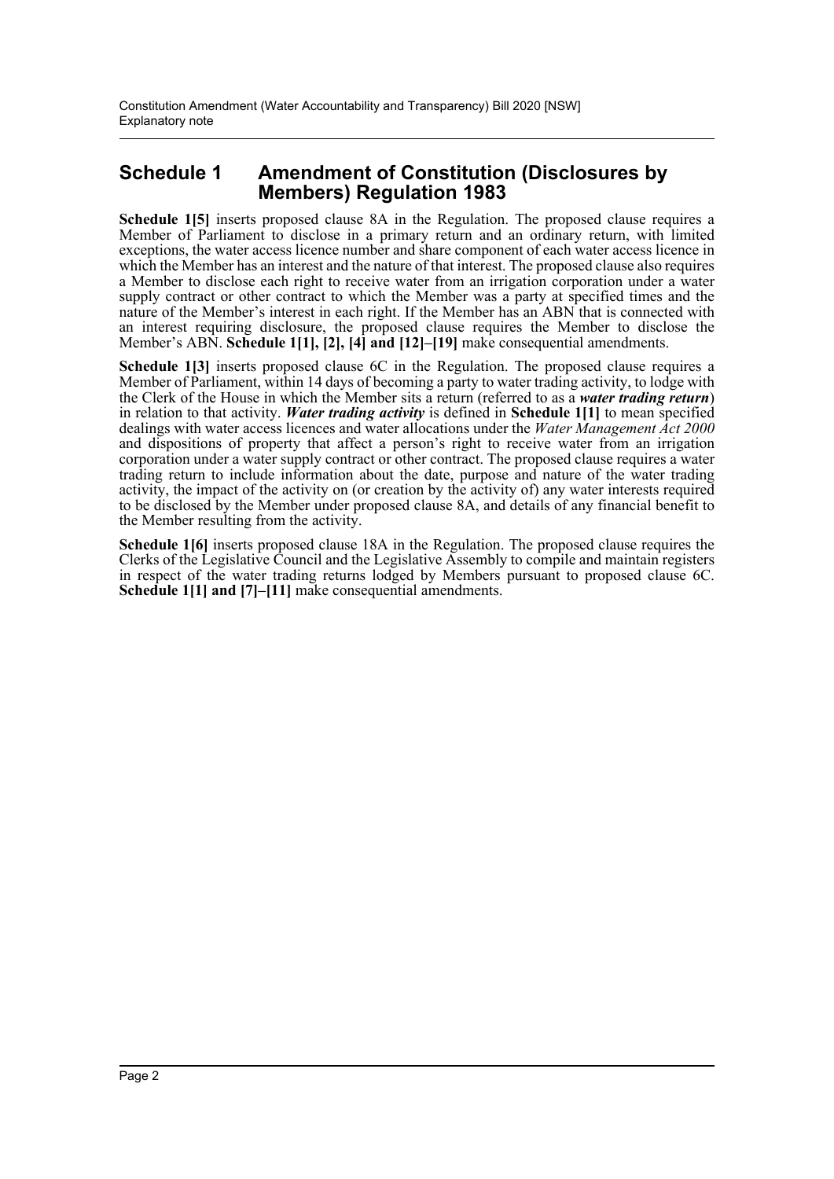## Schedule 1 Amendment of Constitution (Disclosures by Members) Regulation 1983

**Schedule 1[5]** inserts proposed clause 8A in the Regulation. The proposed clause requires a Member of Parliament to disclose in a primary return and an ordinary return, with limited exceptions, the water access licence number and share component of each water access licence in which the Member has an interest and the nature of that interest. The proposed clause also requires a Member to disclose each right to receive water from an irrigation corporation under a water supply contract or other contract to which the Member was a party at specified times and the nature of the Member's interest in each right. If the Member has an ABN that is connected with an interest requiring disclosure, the proposed clause requires the Member to disclose the Member's ABN. **Schedule 1[1], [2], [4] and [12]–[19]** make consequential amendments.

**Schedule 1[3]** inserts proposed clause 6C in the Regulation. The proposed clause requires a Member of Parliament, within 14 days of becoming a party to water trading activity, to lodge with the Clerk of the House in which the Member sits a return (referred to as a ***water trading return***) in relation to that activity. ***Water trading activity*** is defined in **Schedule 1[1]** to mean specified dealings with water access licences and water allocations under the *Water Management Act 2000* and dispositions of property that affect a person's right to receive water from an irrigation corporation under a water supply contract or other contract. The proposed clause requires a water trading return to include information about the date, purpose and nature of the water trading activity, the impact of the activity on (or creation by the activity of) any water interests required to be disclosed by the Member under proposed clause 8A, and details of any financial benefit to the Member resulting from the activity.

**Schedule 1[6]** inserts proposed clause 18A in the Regulation. The proposed clause requires the Clerks of the Legislative Council and the Legislative Assembly to compile and maintain registers in respect of the water trading returns lodged by Members pursuant to proposed clause 6C. **Schedule 1[1] and [7]–[11]** make consequential amendments.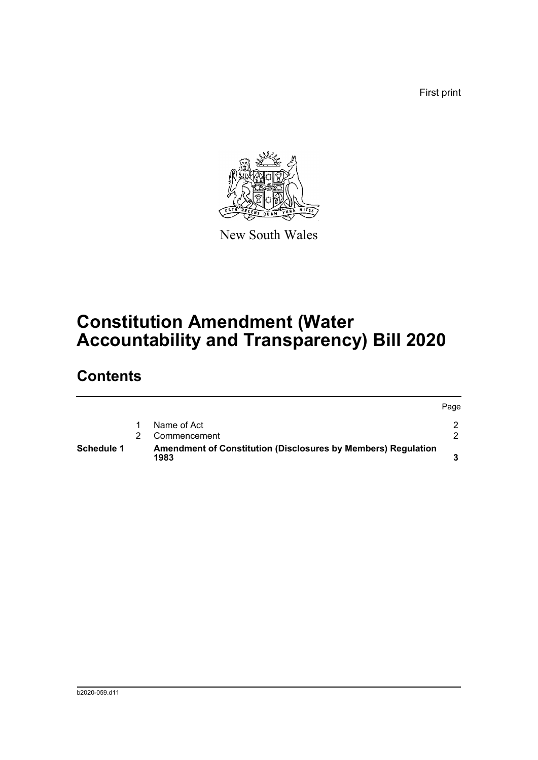First print

New South Wales

# Constitution Amendment (Water Accountability and Transparency) Bill 2020

## Contents

| | | | Page |
|---|---|---|---|
| | 1 | Name of Act | 2 |
| | 2 | Commencement | 2 |
| **Schedule 1** | | **Amendment of Constitution (Disclosures by Members) Regulation 1983** | **3** |

b2020-059.d11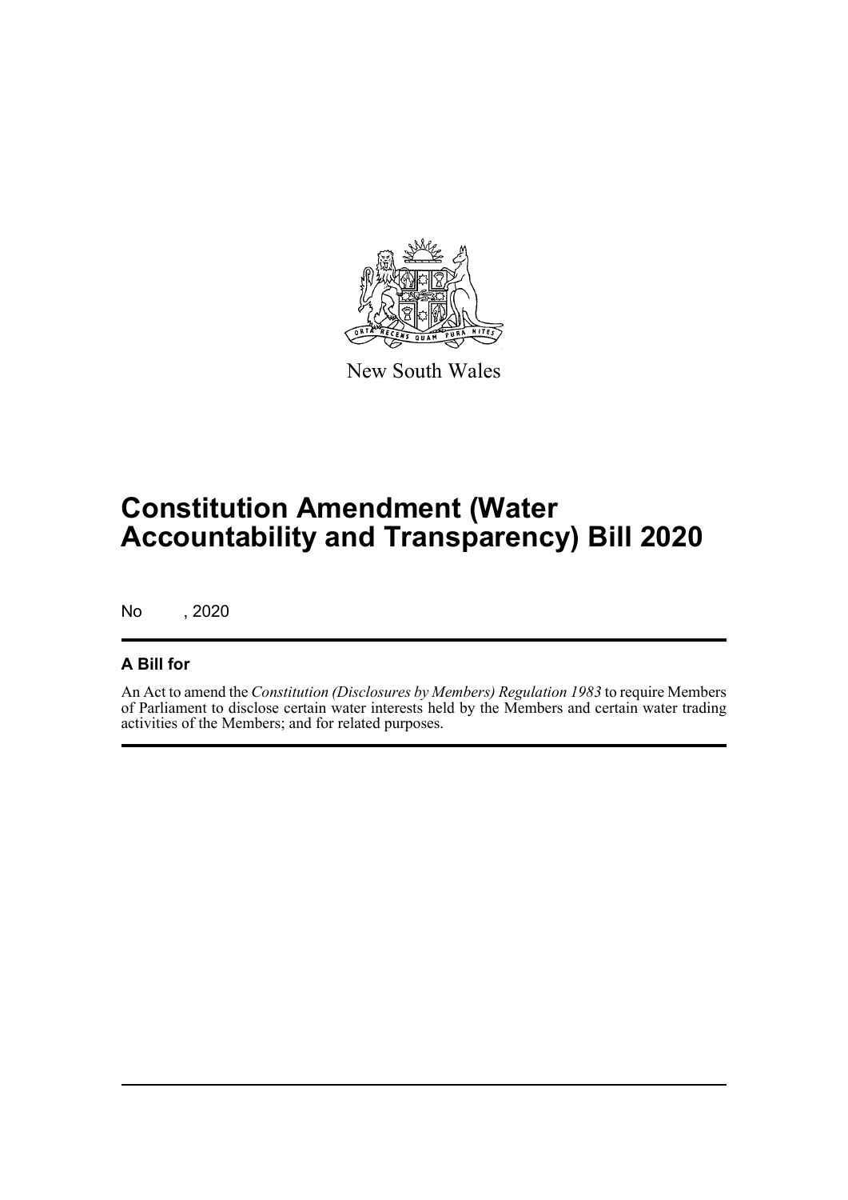New South Wales

# Constitution Amendment (Water Accountability and Transparency) Bill 2020

No , 2020

## A Bill for

An Act to amend the *Constitution (Disclosures by Members) Regulation 1983* to require Members of Parliament to disclose certain water interests held by the Members and certain water trading activities of the Members; and for related purposes.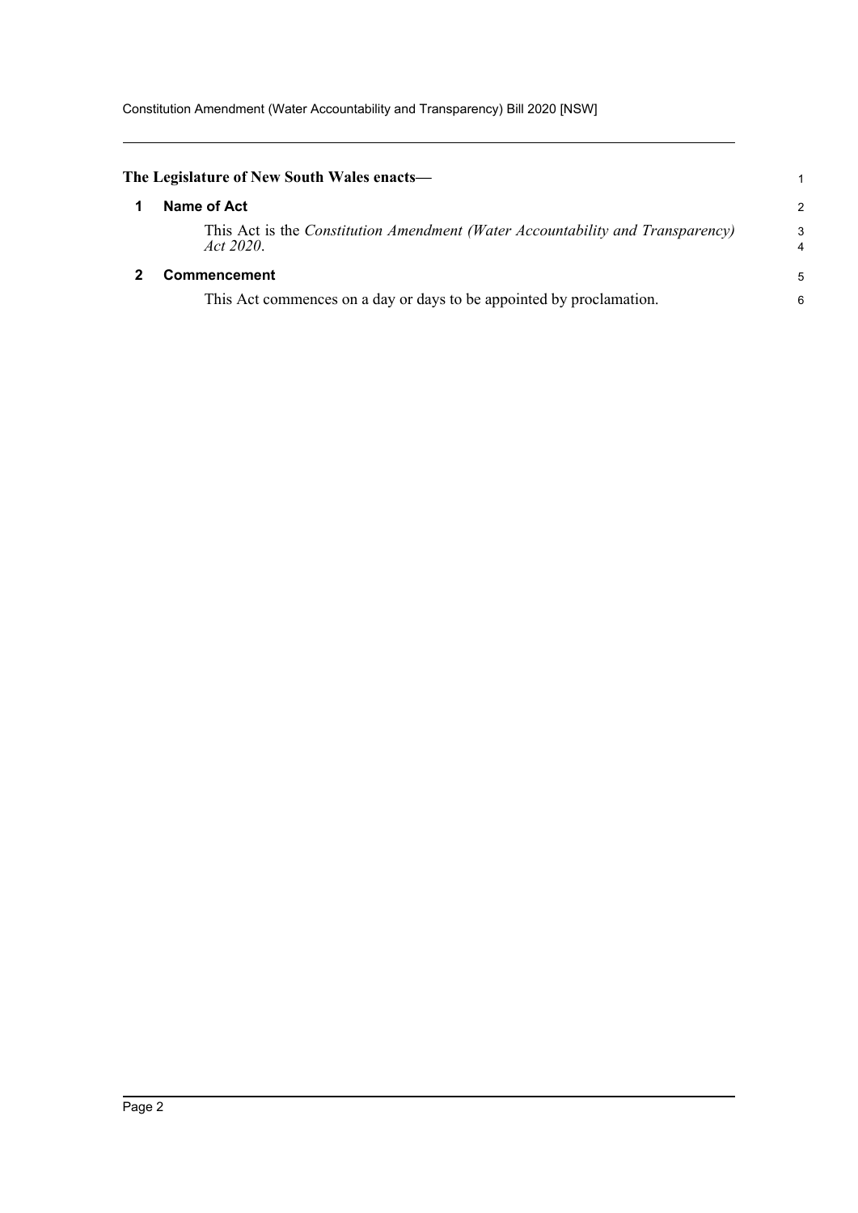**The Legislature of New South Wales enacts—**

## 1 Name of Act

This Act is the *Constitution Amendment (Water Accountability and Transparency) Act 2020*.

## 2 Commencement

This Act commences on a day or days to be appointed by proclamation.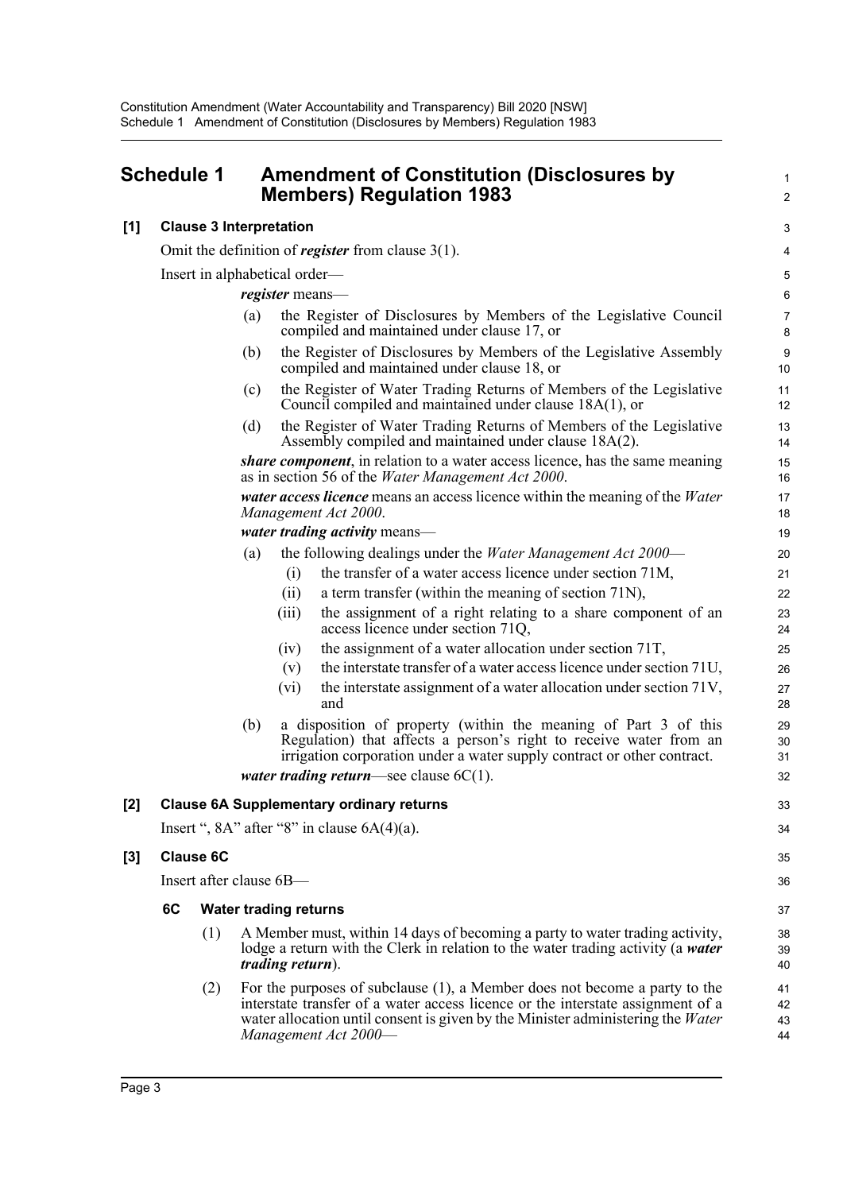# Schedule 1 Amendment of Constitution (Disclosures by Members) Regulation 1983

## [1] Clause 3 Interpretation

Omit the definition of ***register*** from clause 3(1).

Insert in alphabetical order—

***register*** means—

(a) the Register of Disclosures by Members of the Legislative Council compiled and maintained under clause 17, or

(b) the Register of Disclosures by Members of the Legislative Assembly compiled and maintained under clause 18, or

(c) the Register of Water Trading Returns of Members of the Legislative Council compiled and maintained under clause 18A(1), or

(d) the Register of Water Trading Returns of Members of the Legislative Assembly compiled and maintained under clause 18A(2).

***share component***, in relation to a water access licence, has the same meaning as in section 56 of the *Water Management Act 2000*.

***water access licence*** means an access licence within the meaning of the *Water Management Act 2000*.

***water trading activity*** means—

(a) the following dealings under the *Water Management Act 2000*—

(i) the transfer of a water access licence under section 71M,

(ii) a term transfer (within the meaning of section 71N),

(iii) the assignment of a right relating to a share component of an access licence under section 71Q,

(iv) the assignment of a water allocation under section 71T,

(v) the interstate transfer of a water access licence under section 71U,

(vi) the interstate assignment of a water allocation under section 71V, and

(b) a disposition of property (within the meaning of Part 3 of this Regulation) that affects a person's right to receive water from an irrigation corporation under a water supply contract or other contract.

***water trading return***—see clause 6C(1).

## [2] Clause 6A Supplementary ordinary returns

Insert ", 8A" after "8" in clause 6A(4)(a).

## [3] Clause 6C

Insert after clause 6B—

### 6C Water trading returns

(1) A Member must, within 14 days of becoming a party to water trading activity, lodge a return with the Clerk in relation to the water trading activity (a ***water trading return***).

(2) For the purposes of subclause (1), a Member does not become a party to the interstate transfer of a water access licence or the interstate assignment of a water allocation until consent is given by the Minister administering the *Water Management Act 2000*—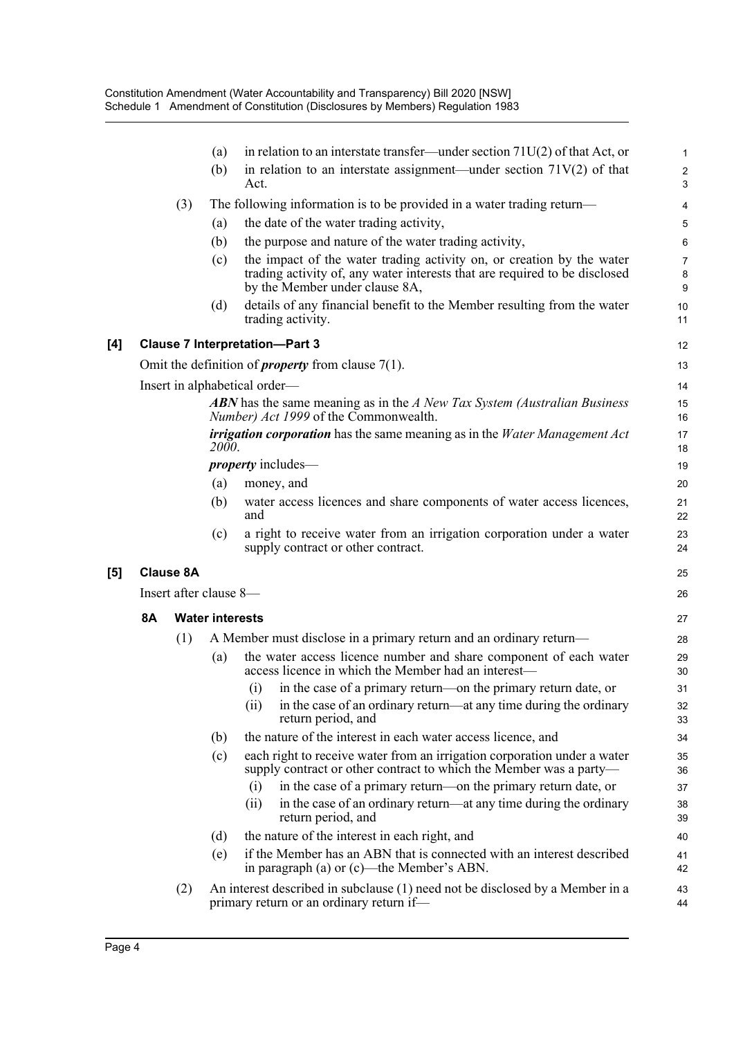(a) in relation to an interstate transfer—under section 71U(2) of that Act, or

(b) in relation to an interstate assignment—under section 71V(2) of that Act.

(3) The following information is to be provided in a water trading return—

(a) the date of the water trading activity,

(b) the purpose and nature of the water trading activity,

(c) the impact of the water trading activity on, or creation by the water trading activity of, any water interests that are required to be disclosed by the Member under clause 8A,

(d) details of any financial benefit to the Member resulting from the water trading activity.

### [4] Clause 7 Interpretation—Part 3

Omit the definition of ***property*** from clause 7(1).

Insert in alphabetical order—

***ABN*** has the same meaning as in the *A New Tax System (Australian Business Number) Act 1999* of the Commonwealth.

***irrigation corporation*** has the same meaning as in the *Water Management Act 2000*.

***property*** includes—

(a) money, and

(b) water access licences and share components of water access licences, and

(c) a right to receive water from an irrigation corporation under a water supply contract or other contract.

### [5] Clause 8A

Insert after clause 8—

#### 8A Water interests

(1) A Member must disclose in a primary return and an ordinary return—

(a) the water access licence number and share component of each water access licence in which the Member had an interest—

(i) in the case of a primary return—on the primary return date, or

(ii) in the case of an ordinary return—at any time during the ordinary return period, and

(b) the nature of the interest in each water access licence, and

(c) each right to receive water from an irrigation corporation under a water supply contract or other contract to which the Member was a party—

(i) in the case of a primary return—on the primary return date, or

(ii) in the case of an ordinary return—at any time during the ordinary return period, and

(d) the nature of the interest in each right, and

(e) if the Member has an ABN that is connected with an interest described in paragraph (a) or (c)—the Member's ABN.

(2) An interest described in subclause (1) need not be disclosed by a Member in a primary return or an ordinary return if—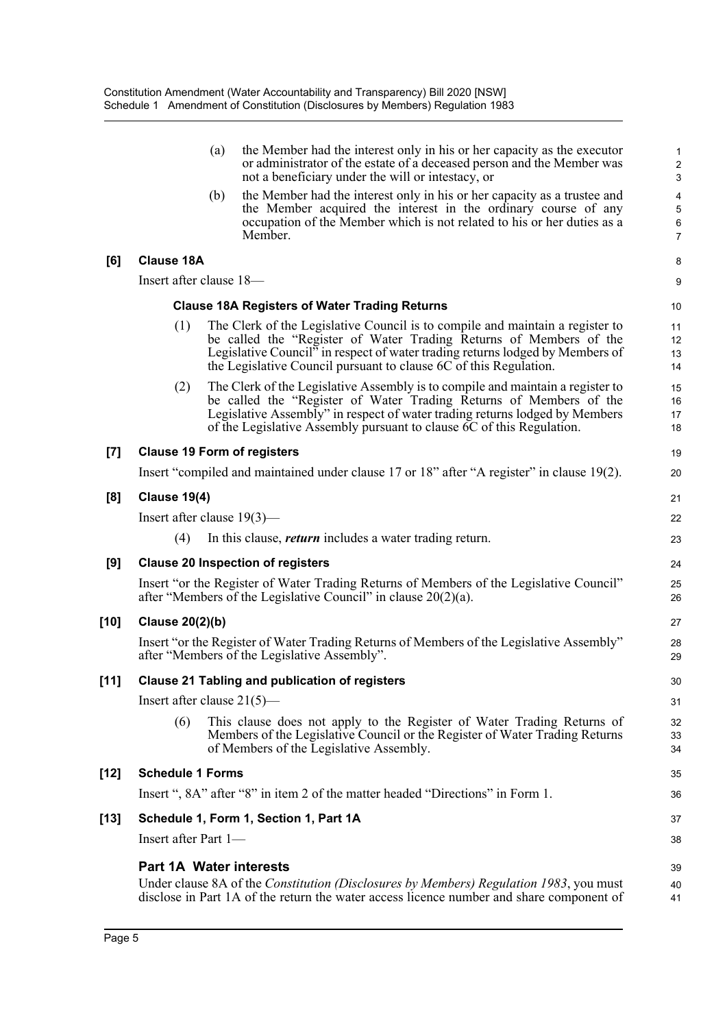(a) the Member had the interest only in his or her capacity as the executor or administrator of the estate of a deceased person and the Member was not a beneficiary under the will or intestacy, or

(b) the Member had the interest only in his or her capacity as a trustee and the Member acquired the interest in the ordinary course of any occupation of the Member which is not related to his or her duties as a Member.

**[6] Clause 18A**

Insert after clause 18—

**Clause 18A Registers of Water Trading Returns**

(1) The Clerk of the Legislative Council is to compile and maintain a register to be called the "Register of Water Trading Returns of Members of the Legislative Council" in respect of water trading returns lodged by Members of the Legislative Council pursuant to clause 6C of this Regulation.

(2) The Clerk of the Legislative Assembly is to compile and maintain a register to be called the "Register of Water Trading Returns of Members of the Legislative Assembly" in respect of water trading returns lodged by Members of the Legislative Assembly pursuant to clause 6C of this Regulation.

**[7] Clause 19 Form of registers**

Insert "compiled and maintained under clause 17 or 18" after "A register" in clause 19(2).

**[8] Clause 19(4)**

Insert after clause 19(3)—

(4) In this clause, ***return*** includes a water trading return.

**[9] Clause 20 Inspection of registers**

Insert "or the Register of Water Trading Returns of Members of the Legislative Council" after "Members of the Legislative Council" in clause 20(2)(a).

**[10] Clause 20(2)(b)**

Insert "or the Register of Water Trading Returns of Members of the Legislative Assembly" after "Members of the Legislative Assembly".

**[11] Clause 21 Tabling and publication of registers**

Insert after clause 21(5)—

(6) This clause does not apply to the Register of Water Trading Returns of Members of the Legislative Council or the Register of Water Trading Returns of Members of the Legislative Assembly.

**[12] Schedule 1 Forms**

Insert ", 8A" after "8" in item 2 of the matter headed "Directions" in Form 1.

**[13] Schedule 1, Form 1, Section 1, Part 1A**

Insert after Part 1—

**Part 1A Water interests**

Under clause 8A of the *Constitution (Disclosures by Members) Regulation 1983*, you must disclose in Part 1A of the return the water access licence number and share component of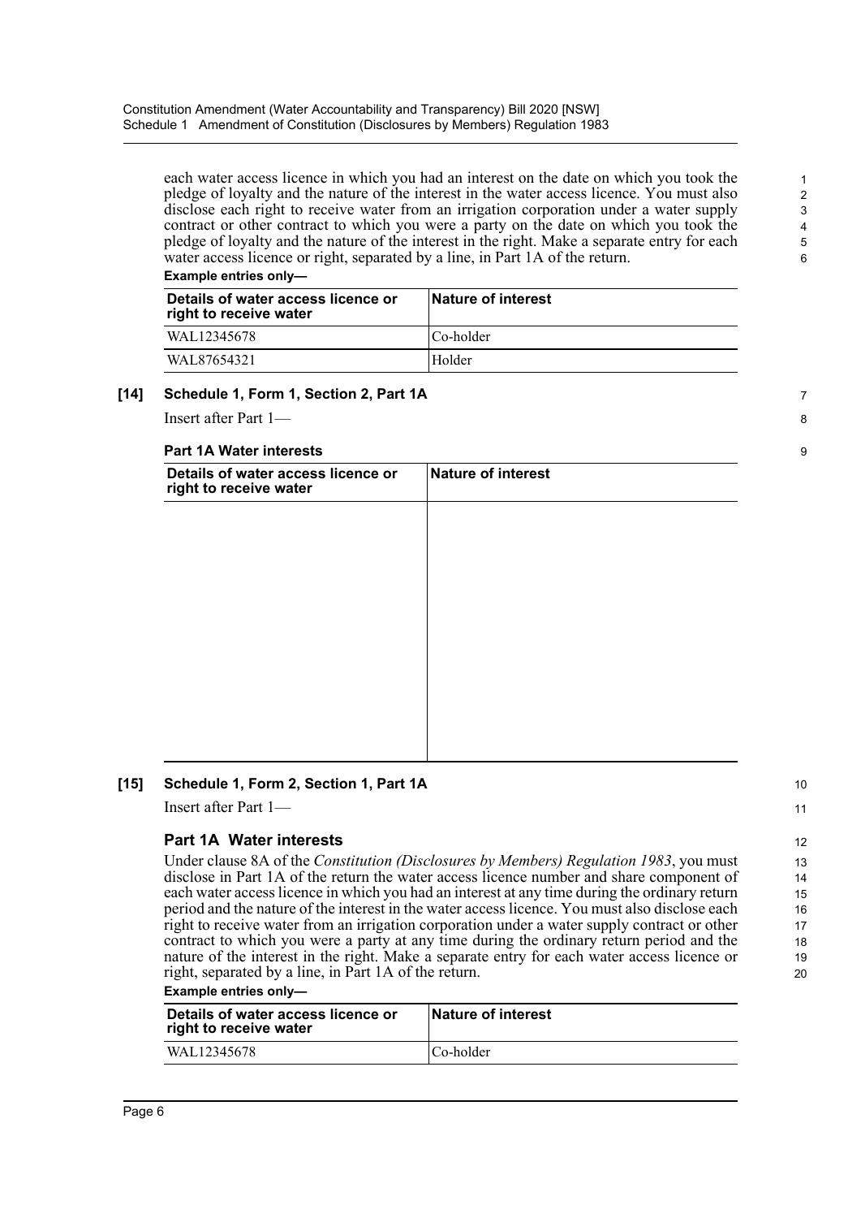each water access licence in which you had an interest on the date on which you took the pledge of loyalty and the nature of the interest in the water access licence. You must also disclose each right to receive water from an irrigation corporation under a water supply contract or other contract to which you were a party on the date on which you took the pledge of loyalty and the nature of the interest in the right. Make a separate entry for each water access licence or right, separated by a line, in Part 1A of the return.

**Example entries only—**

| Details of water access licence or right to receive water | Nature of interest |
|---|---|
| WAL12345678 | Co-holder |
| WAL87654321 | Holder |

### [14] Schedule 1, Form 1, Section 2, Part 1A

Insert after Part 1—

**Part 1A Water interests**

| Details of water access licence or right to receive water | Nature of interest |
|---|---|
| | |

### [15] Schedule 1, Form 2, Section 1, Part 1A

Insert after Part 1—

## Part 1A Water interests

Under clause 8A of the *Constitution (Disclosures by Members) Regulation 1983*, you must disclose in Part 1A of the return the water access licence number and share component of each water access licence in which you had an interest at any time during the ordinary return period and the nature of the interest in the water access licence. You must also disclose each right to receive water from an irrigation corporation under a water supply contract or other contract to which you were a party at any time during the ordinary return period and the nature of the interest in the right. Make a separate entry for each water access licence or right, separated by a line, in Part 1A of the return.

**Example entries only—**

| Details of water access licence or right to receive water | Nature of interest |
|---|---|
| WAL12345678 | Co-holder |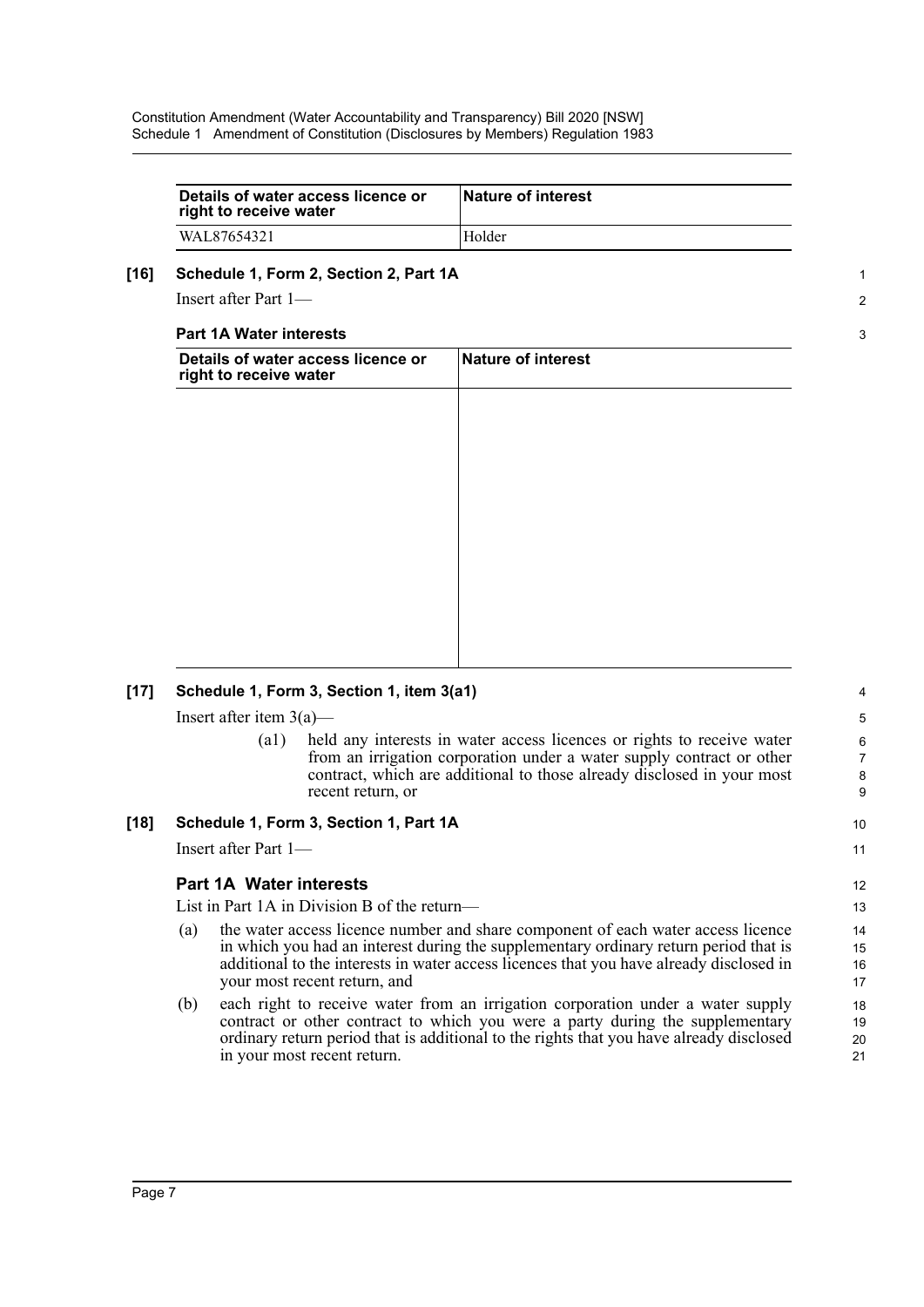| Details of water access licence or right to receive water | Nature of interest |
| --- | --- |
| WAL87654321 | Holder |

**[16] Schedule 1, Form 2, Section 2, Part 1A**

Insert after Part 1—

**Part 1A Water interests**

| Details of water access licence or right to receive water | Nature of interest |
| --- | --- |
| | |

**[17] Schedule 1, Form 3, Section 1, item 3(a1)**

Insert after item 3(a)—

(a1) held any interests in water access licences or rights to receive water from an irrigation corporation under a water supply contract or other contract, which are additional to those already disclosed in your most recent return, or

**[18] Schedule 1, Form 3, Section 1, Part 1A**

Insert after Part 1—

### Part 1A Water interests

List in Part 1A in Division B of the return—

(a) the water access licence number and share component of each water access licence in which you had an interest during the supplementary ordinary return period that is additional to the interests in water access licences that you have already disclosed in your most recent return, and

(b) each right to receive water from an irrigation corporation under a water supply contract or other contract to which you were a party during the supplementary ordinary return period that is additional to the rights that you have already disclosed in your most recent return.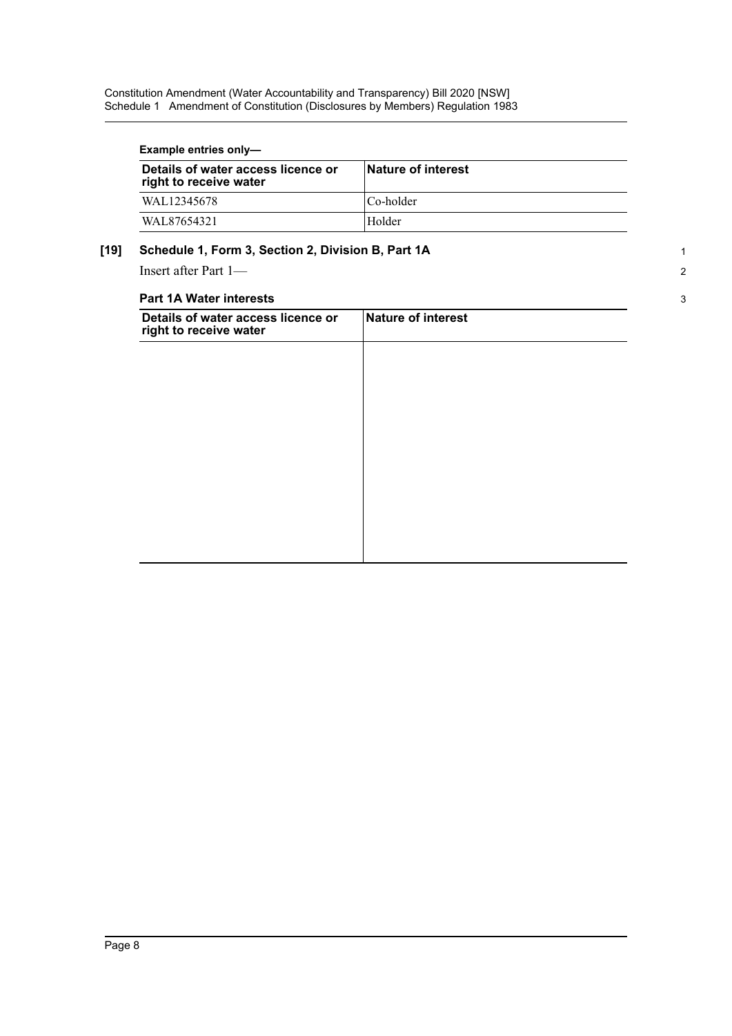**Example entries only—**

| Details of water access licence or right to receive water | Nature of interest |
| --- | --- |
| WAL12345678 | Co-holder |
| WAL87654321 | Holder |

**[19] Schedule 1, Form 3, Section 2, Division B, Part 1A**

Insert after Part 1—

**Part 1A Water interests**

| Details of water access licence or right to receive water | Nature of interest |
| --- | --- |
| | |